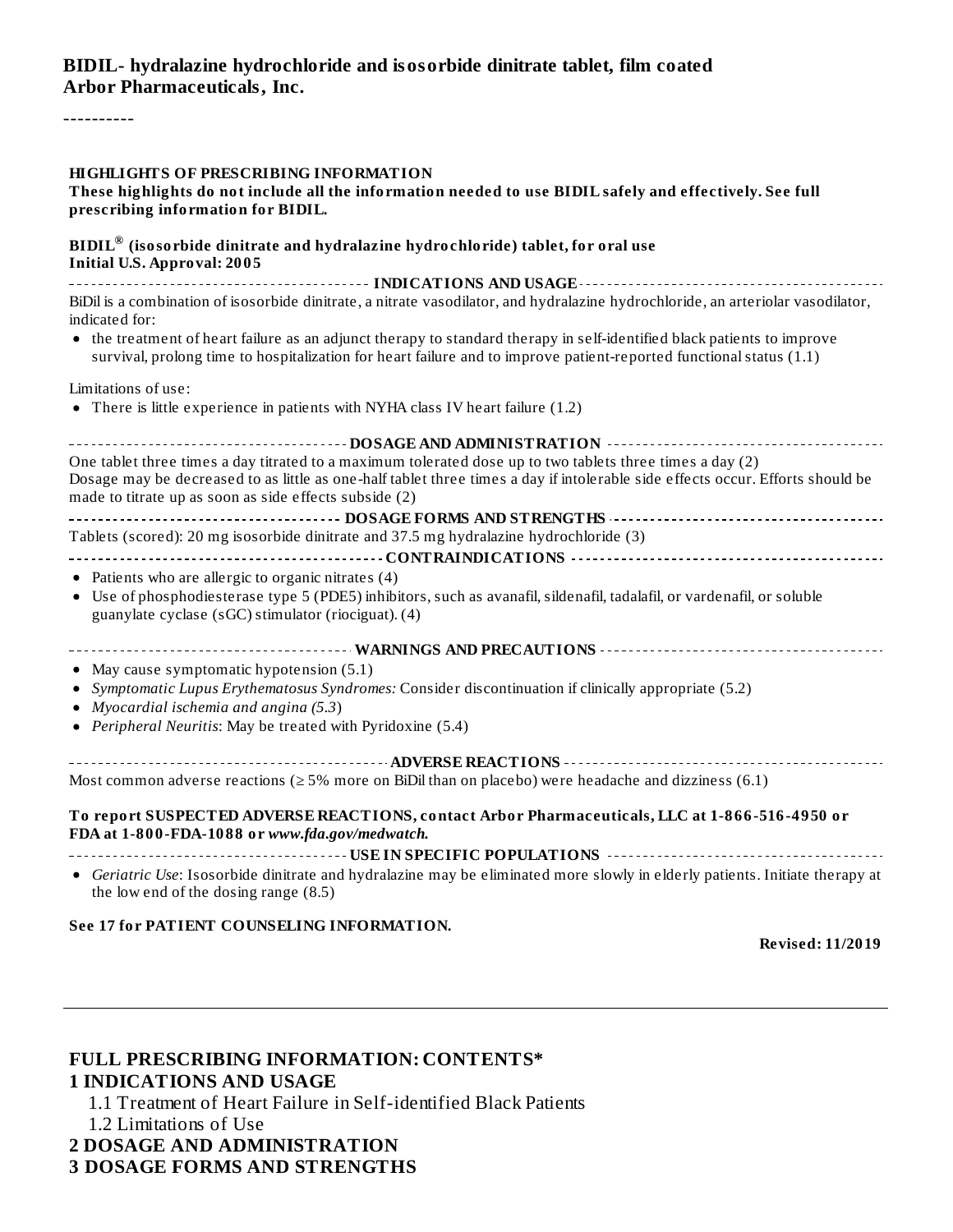**BIDIL- hydralazine hydrochloride and isosorbide dinitrate tablet, film coated**
**Arbor Pharmaceuticals, Inc.**

----------

**HIGHLIGHTS OF PRESCRIBING INFORMATION**
**These highlights do not include all the information needed to use BIDIL safely and effectively. See full prescribing information for BIDIL.**

**BIDIL® (isosorbide dinitrate and hydralazine hydrochloride) tablet, for oral use**
**Initial U.S. Approval: 2005**

**INDICATIONS AND USAGE**

BiDil is a combination of isosorbide dinitrate, a nitrate vasodilator, and hydralazine hydrochloride, an arteriolar vasodilator, indicated for:

- the treatment of heart failure as an adjunct therapy to standard therapy in self-identified black patients to improve survival, prolong time to hospitalization for heart failure and to improve patient-reported functional status (1.1)

Limitations of use:

- There is little experience in patients with NYHA class IV heart failure (1.2)

**DOSAGE AND ADMINISTRATION**

One tablet three times a day titrated to a maximum tolerated dose up to two tablets three times a day (2)
Dosage may be decreased to as little as one-half tablet three times a day if intolerable side effects occur. Efforts should be made to titrate up as soon as side effects subside (2)

**DOSAGE FORMS AND STRENGTHS**

Tablets (scored): 20 mg isosorbide dinitrate and 37.5 mg hydralazine hydrochloride (3)

**CONTRAINDICATIONS**

- Patients who are allergic to organic nitrates (4)
- Use of phosphodiesterase type 5 (PDE5) inhibitors, such as avanafil, sildenafil, tadalafil, or vardenafil, or soluble guanylate cyclase (sGC) stimulator (riociguat). (4)

**WARNINGS AND PRECAUTIONS**

- May cause symptomatic hypotension (5.1)
- *Symptomatic Lupus Erythematosus Syndromes:* Consider discontinuation if clinically appropriate (5.2)
- *Myocardial ischemia and angina (5.3)*
- *Peripheral Neuritis*: May be treated with Pyridoxine (5.4)

**ADVERSE REACTIONS**

Most common adverse reactions (≥ 5% more on BiDil than on placebo) were headache and dizziness (6.1)

**To report SUSPECTED ADVERSE REACTIONS, contact Arbor Pharmaceuticals, LLC at 1-866-516-4950 or FDA at 1-800-FDA-1088 or *www.fda.gov/medwatch.***

**USE IN SPECIFIC POPULATIONS**

- *Geriatric Use*: Isosorbide dinitrate and hydralazine may be eliminated more slowly in elderly patients. Initiate therapy at the low end of the dosing range (8.5)

**See 17 for PATIENT COUNSELING INFORMATION.**

**Revised: 11/2019**

---

# FULL PRESCRIBING INFORMATION: CONTENTS*

**1 INDICATIONS AND USAGE**
- 1.1 Treatment of Heart Failure in Self-identified Black Patients
- 1.2 Limitations of Use

**2 DOSAGE AND ADMINISTRATION**

**3 DOSAGE FORMS AND STRENGTHS**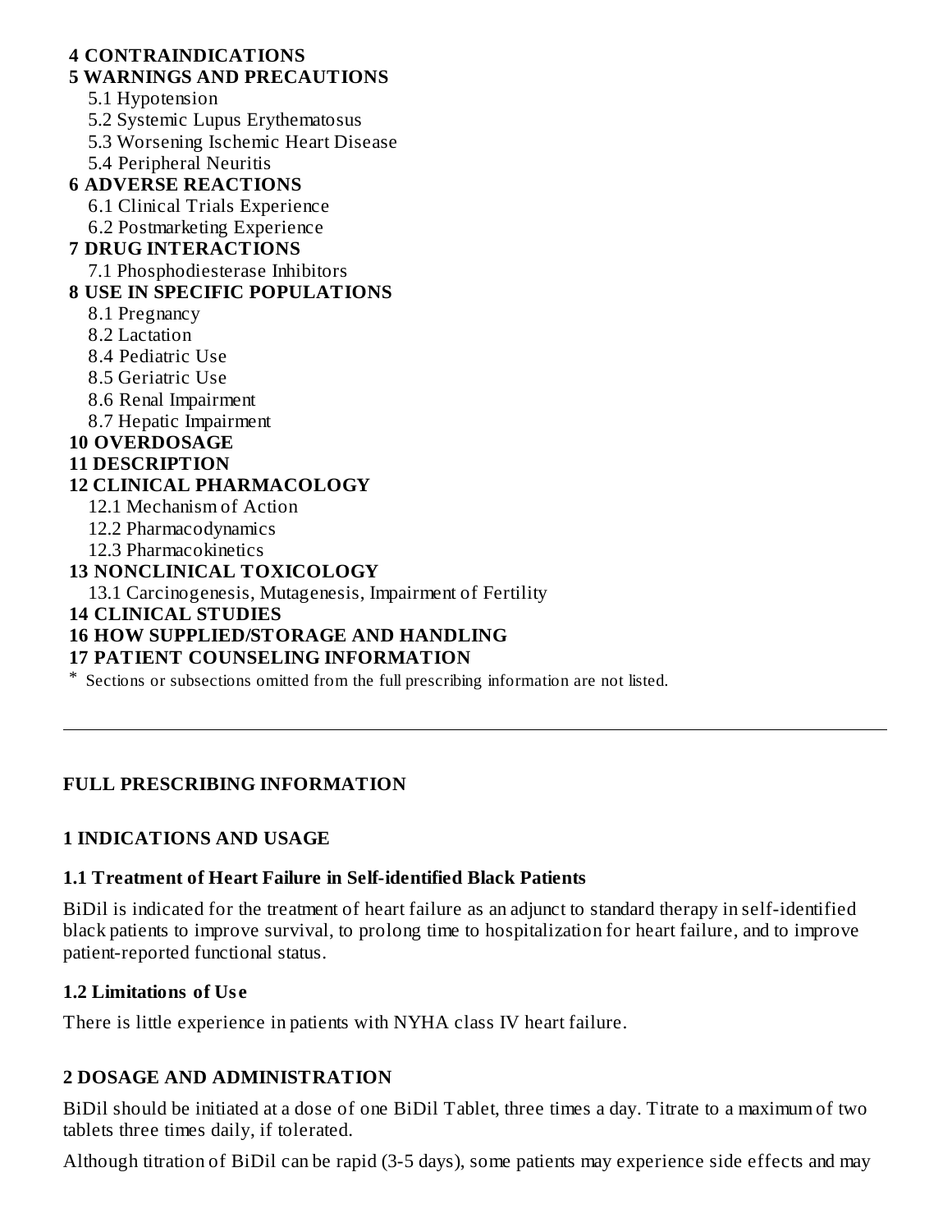**4 CONTRAINDICATIONS**

**5 WARNINGS AND PRECAUTIONS**

- 5.1 Hypotension
- 5.2 Systemic Lupus Erythematosus
- 5.3 Worsening Ischemic Heart Disease
- 5.4 Peripheral Neuritis

**6 ADVERSE REACTIONS**

- 6.1 Clinical Trials Experience
- 6.2 Postmarketing Experience

**7 DRUG INTERACTIONS**

- 7.1 Phosphodiesterase Inhibitors

**8 USE IN SPECIFIC POPULATIONS**

- 8.1 Pregnancy
- 8.2 Lactation
- 8.4 Pediatric Use
- 8.5 Geriatric Use
- 8.6 Renal Impairment
- 8.7 Hepatic Impairment

**10 OVERDOSAGE**

**11 DESCRIPTION**

**12 CLINICAL PHARMACOLOGY**

- 12.1 Mechanism of Action
- 12.2 Pharmacodynamics
- 12.3 Pharmacokinetics

**13 NONCLINICAL TOXICOLOGY**

- 13.1 Carcinogenesis, Mutagenesis, Impairment of Fertility

**14 CLINICAL STUDIES**

**16 HOW SUPPLIED/STORAGE AND HANDLING**

**17 PATIENT COUNSELING INFORMATION**

* Sections or subsections omitted from the full prescribing information are not listed.

---

## FULL PRESCRIBING INFORMATION

## 1 INDICATIONS AND USAGE

### 1.1 Treatment of Heart Failure in Self-identified Black Patients

BiDil is indicated for the treatment of heart failure as an adjunct to standard therapy in self-identified black patients to improve survival, to prolong time to hospitalization for heart failure, and to improve patient-reported functional status.

### 1.2 Limitations of Use

There is little experience in patients with NYHA class IV heart failure.

## 2 DOSAGE AND ADMINISTRATION

BiDil should be initiated at a dose of one BiDil Tablet, three times a day. Titrate to a maximum of two tablets three times daily, if tolerated.

Although titration of BiDil can be rapid (3-5 days), some patients may experience side effects and may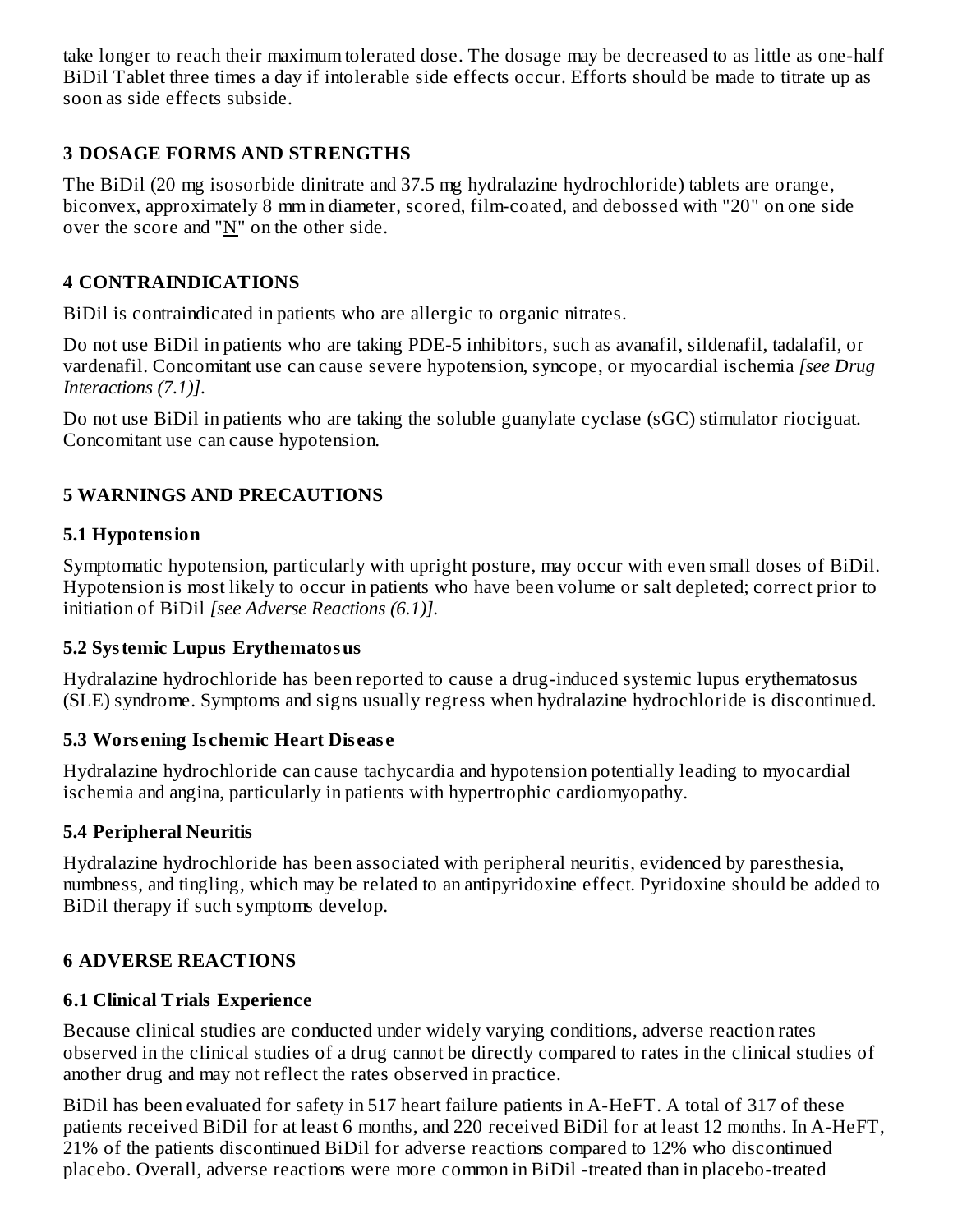take longer to reach their maximum tolerated dose. The dosage may be decreased to as little as one-half BiDil Tablet three times a day if intolerable side effects occur. Efforts should be made to titrate up as soon as side effects subside.

## 3 DOSAGE FORMS AND STRENGTHS

The BiDil (20 mg isosorbide dinitrate and 37.5 mg hydralazine hydrochloride) tablets are orange, biconvex, approximately 8 mm in diameter, scored, film-coated, and debossed with "20" on one side over the score and "N" on the other side.

## 4 CONTRAINDICATIONS

BiDil is contraindicated in patients who are allergic to organic nitrates.

Do not use BiDil in patients who are taking PDE-5 inhibitors, such as avanafil, sildenafil, tadalafil, or vardenafil. Concomitant use can cause severe hypotension, syncope, or myocardial ischemia *[see Drug Interactions (7.1)]*.

Do not use BiDil in patients who are taking the soluble guanylate cyclase (sGC) stimulator riociguat. Concomitant use can cause hypotension.

## 5 WARNINGS AND PRECAUTIONS

### 5.1 Hypotension

Symptomatic hypotension, particularly with upright posture, may occur with even small doses of BiDil. Hypotension is most likely to occur in patients who have been volume or salt depleted; correct prior to initiation of BiDil *[see Adverse Reactions (6.1)]*.

### 5.2 Systemic Lupus Erythematosus

Hydralazine hydrochloride has been reported to cause a drug-induced systemic lupus erythematosus (SLE) syndrome. Symptoms and signs usually regress when hydralazine hydrochloride is discontinued.

### 5.3 Worsening Ischemic Heart Disease

Hydralazine hydrochloride can cause tachycardia and hypotension potentially leading to myocardial ischemia and angina, particularly in patients with hypertrophic cardiomyopathy.

### 5.4 Peripheral Neuritis

Hydralazine hydrochloride has been associated with peripheral neuritis, evidenced by paresthesia, numbness, and tingling, which may be related to an antipyridoxine effect. Pyridoxine should be added to BiDil therapy if such symptoms develop.

## 6 ADVERSE REACTIONS

### 6.1 Clinical Trials Experience

Because clinical studies are conducted under widely varying conditions, adverse reaction rates observed in the clinical studies of a drug cannot be directly compared to rates in the clinical studies of another drug and may not reflect the rates observed in practice.

BiDil has been evaluated for safety in 517 heart failure patients in A-HeFT. A total of 317 of these patients received BiDil for at least 6 months, and 220 received BiDil for at least 12 months. In A-HeFT, 21% of the patients discontinued BiDil for adverse reactions compared to 12% who discontinued placebo. Overall, adverse reactions were more common in BiDil -treated than in placebo-treated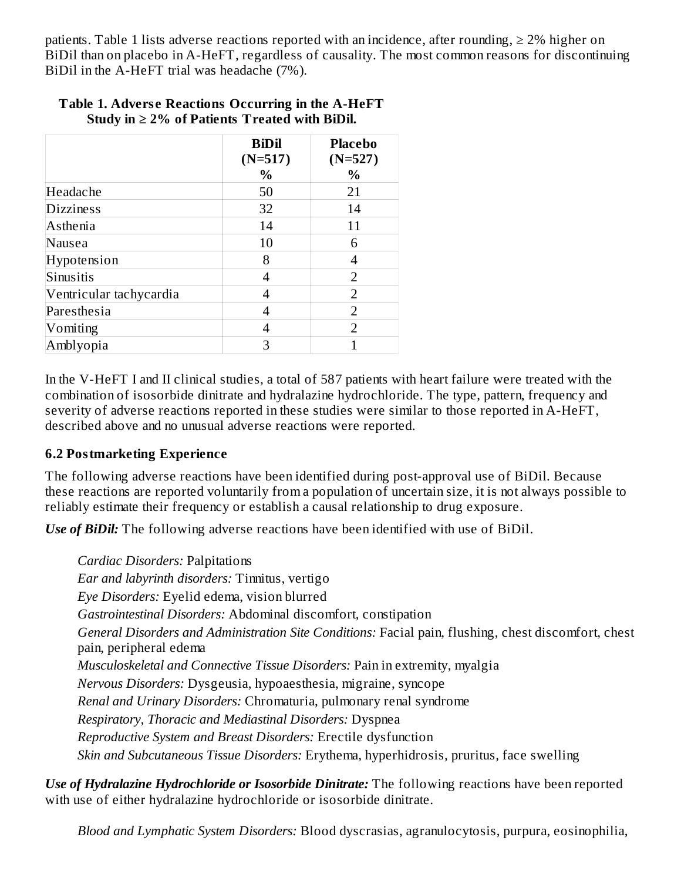patients. Table 1 lists adverse reactions reported with an incidence, after rounding, ≥ 2% higher on BiDil than on placebo in A-HeFT, regardless of causality. The most common reasons for discontinuing BiDil in the A-HeFT trial was headache (7%).

**Table 1. Adverse Reactions Occurring in the A-HeFT Study in ≥ 2% of Patients Treated with BiDil.**

| | BiDil (N=517) % | Placebo (N=527) % |
|---|---|---|
| Headache | 50 | 21 |
| Dizziness | 32 | 14 |
| Asthenia | 14 | 11 |
| Nausea | 10 | 6 |
| Hypotension | 8 | 4 |
| Sinusitis | 4 | 2 |
| Ventricular tachycardia | 4 | 2 |
| Paresthesia | 4 | 2 |
| Vomiting | 4 | 2 |
| Amblyopia | 3 | 1 |

In the V-HeFT I and II clinical studies, a total of 587 patients with heart failure were treated with the combination of isosorbide dinitrate and hydralazine hydrochloride. The type, pattern, frequency and severity of adverse reactions reported in these studies were similar to those reported in A-HeFT, described above and no unusual adverse reactions were reported.

### 6.2 Postmarketing Experience

The following adverse reactions have been identified during post-approval use of BiDil. Because these reactions are reported voluntarily from a population of uncertain size, it is not always possible to reliably estimate their frequency or establish a causal relationship to drug exposure.

***Use of BiDil:*** The following adverse reactions have been identified with use of BiDil.

*Cardiac Disorders:* Palpitations
*Ear and labyrinth disorders:* Tinnitus, vertigo
*Eye Disorders:* Eyelid edema, vision blurred
*Gastrointestinal Disorders:* Abdominal discomfort, constipation
*General Disorders and Administration Site Conditions:* Facial pain, flushing, chest discomfort, chest pain, peripheral edema
*Musculoskeletal and Connective Tissue Disorders:* Pain in extremity, myalgia
*Nervous Disorders:* Dysgeusia, hypoaesthesia, migraine, syncope
*Renal and Urinary Disorders:* Chromaturia, pulmonary renal syndrome
*Respiratory, Thoracic and Mediastinal Disorders:* Dyspnea
*Reproductive System and Breast Disorders:* Erectile dysfunction
*Skin and Subcutaneous Tissue Disorders:* Erythema, hyperhidrosis, pruritus, face swelling

***Use of Hydralazine Hydrochloride or Isosorbide Dinitrate:*** The following reactions have been reported with use of either hydralazine hydrochloride or isosorbide dinitrate.

*Blood and Lymphatic System Disorders:* Blood dyscrasias, agranulocytosis, purpura, eosinophilia,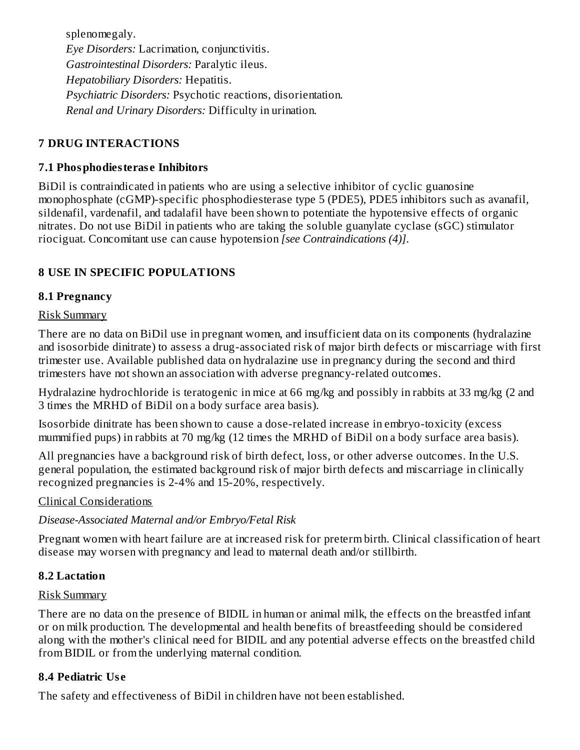splenomegaly.

*Eye Disorders:* Lacrimation, conjunctivitis.

*Gastrointestinal Disorders:* Paralytic ileus.

*Hepatobiliary Disorders:* Hepatitis.

*Psychiatric Disorders:* Psychotic reactions, disorientation.

*Renal and Urinary Disorders:* Difficulty in urination.

## 7 DRUG INTERACTIONS

### 7.1 Phosphodiesterase Inhibitors

BiDil is contraindicated in patients who are using a selective inhibitor of cyclic guanosine monophosphate (cGMP)-specific phosphodiesterase type 5 (PDE5), PDE5 inhibitors such as avanafil, sildenafil, vardenafil, and tadalafil have been shown to potentiate the hypotensive effects of organic nitrates. Do not use BiDil in patients who are taking the soluble guanylate cyclase (sGC) stimulator riociguat. Concomitant use can cause hypotension *[see Contraindications (4)]*.

## 8 USE IN SPECIFIC POPULATIONS

### 8.1 Pregnancy

Risk Summary

There are no data on BiDil use in pregnant women, and insufficient data on its components (hydralazine and isosorbide dinitrate) to assess a drug-associated risk of major birth defects or miscarriage with first trimester use. Available published data on hydralazine use in pregnancy during the second and third trimesters have not shown an association with adverse pregnancy-related outcomes.

Hydralazine hydrochloride is teratogenic in mice at 66 mg/kg and possibly in rabbits at 33 mg/kg (2 and 3 times the MRHD of BiDil on a body surface area basis).

Isosorbide dinitrate has been shown to cause a dose-related increase in embryo-toxicity (excess mummified pups) in rabbits at 70 mg/kg (12 times the MRHD of BiDil on a body surface area basis).

All pregnancies have a background risk of birth defect, loss, or other adverse outcomes. In the U.S. general population, the estimated background risk of major birth defects and miscarriage in clinically recognized pregnancies is 2-4% and 15-20%, respectively.

Clinical Considerations

*Disease-Associated Maternal and/or Embryo/Fetal Risk*

Pregnant women with heart failure are at increased risk for preterm birth. Clinical classification of heart disease may worsen with pregnancy and lead to maternal death and/or stillbirth.

### 8.2 Lactation

Risk Summary

There are no data on the presence of BIDIL in human or animal milk, the effects on the breastfed infant or on milk production. The developmental and health benefits of breastfeeding should be considered along with the mother's clinical need for BIDIL and any potential adverse effects on the breastfed child from BIDIL or from the underlying maternal condition.

### 8.4 Pediatric Use

The safety and effectiveness of BiDil in children have not been established.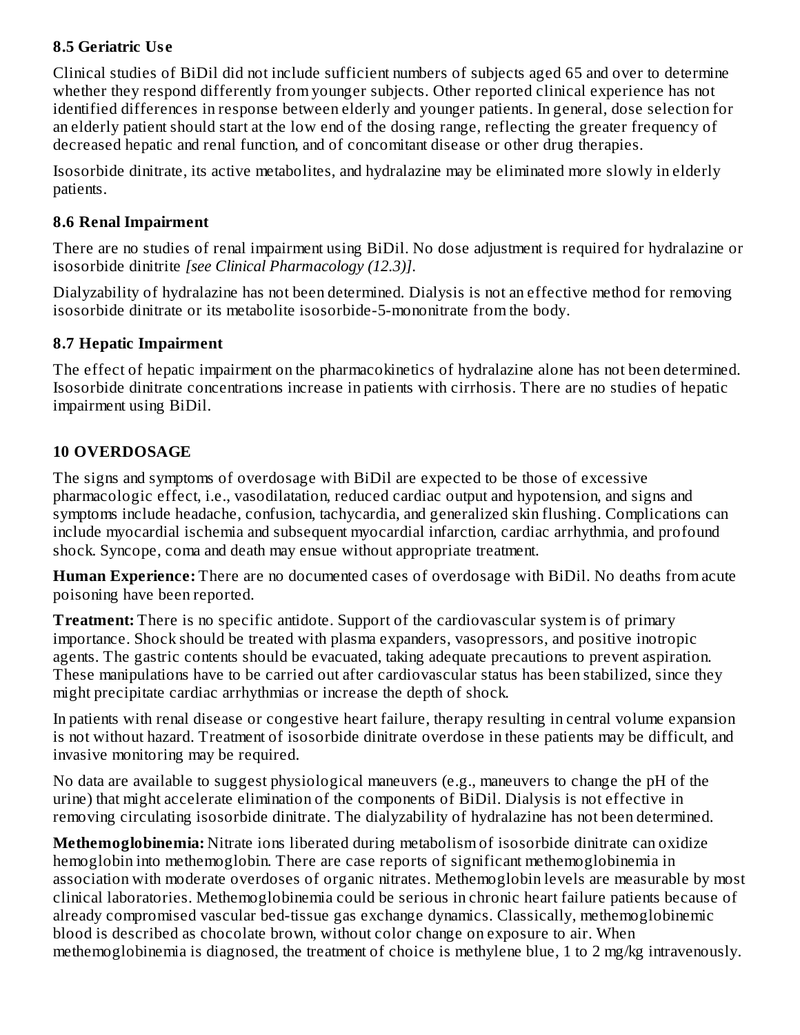### 8.5 Geriatric Use

Clinical studies of BiDil did not include sufficient numbers of subjects aged 65 and over to determine whether they respond differently from younger subjects. Other reported clinical experience has not identified differences in response between elderly and younger patients. In general, dose selection for an elderly patient should start at the low end of the dosing range, reflecting the greater frequency of decreased hepatic and renal function, and of concomitant disease or other drug therapies.

Isosorbide dinitrate, its active metabolites, and hydralazine may be eliminated more slowly in elderly patients.

### 8.6 Renal Impairment

There are no studies of renal impairment using BiDil. No dose adjustment is required for hydralazine or isosorbide dinitrite *[see Clinical Pharmacology (12.3)]*.

Dialyzability of hydralazine has not been determined. Dialysis is not an effective method for removing isosorbide dinitrate or its metabolite isosorbide-5-mononitrate from the body.

### 8.7 Hepatic Impairment

The effect of hepatic impairment on the pharmacokinetics of hydralazine alone has not been determined. Isosorbide dinitrate concentrations increase in patients with cirrhosis. There are no studies of hepatic impairment using BiDil.

## 10 OVERDOSAGE

The signs and symptoms of overdosage with BiDil are expected to be those of excessive pharmacologic effect, i.e., vasodilatation, reduced cardiac output and hypotension, and signs and symptoms include headache, confusion, tachycardia, and generalized skin flushing. Complications can include myocardial ischemia and subsequent myocardial infarction, cardiac arrhythmia, and profound shock. Syncope, coma and death may ensue without appropriate treatment.

**Human Experience:** There are no documented cases of overdosage with BiDil. No deaths from acute poisoning have been reported.

**Treatment:** There is no specific antidote. Support of the cardiovascular system is of primary importance. Shock should be treated with plasma expanders, vasopressors, and positive inotropic agents. The gastric contents should be evacuated, taking adequate precautions to prevent aspiration. These manipulations have to be carried out after cardiovascular status has been stabilized, since they might precipitate cardiac arrhythmias or increase the depth of shock.

In patients with renal disease or congestive heart failure, therapy resulting in central volume expansion is not without hazard. Treatment of isosorbide dinitrate overdose in these patients may be difficult, and invasive monitoring may be required.

No data are available to suggest physiological maneuvers (e.g., maneuvers to change the pH of the urine) that might accelerate elimination of the components of BiDil. Dialysis is not effective in removing circulating isosorbide dinitrate. The dialyzability of hydralazine has not been determined.

**Methemoglobinemia:** Nitrate ions liberated during metabolism of isosorbide dinitrate can oxidize hemoglobin into methemoglobin. There are case reports of significant methemoglobinemia in association with moderate overdoses of organic nitrates. Methemoglobin levels are measurable by most clinical laboratories. Methemoglobinemia could be serious in chronic heart failure patients because of already compromised vascular bed-tissue gas exchange dynamics. Classically, methemoglobinemic blood is described as chocolate brown, without color change on exposure to air. When methemoglobinemia is diagnosed, the treatment of choice is methylene blue, 1 to 2 mg/kg intravenously.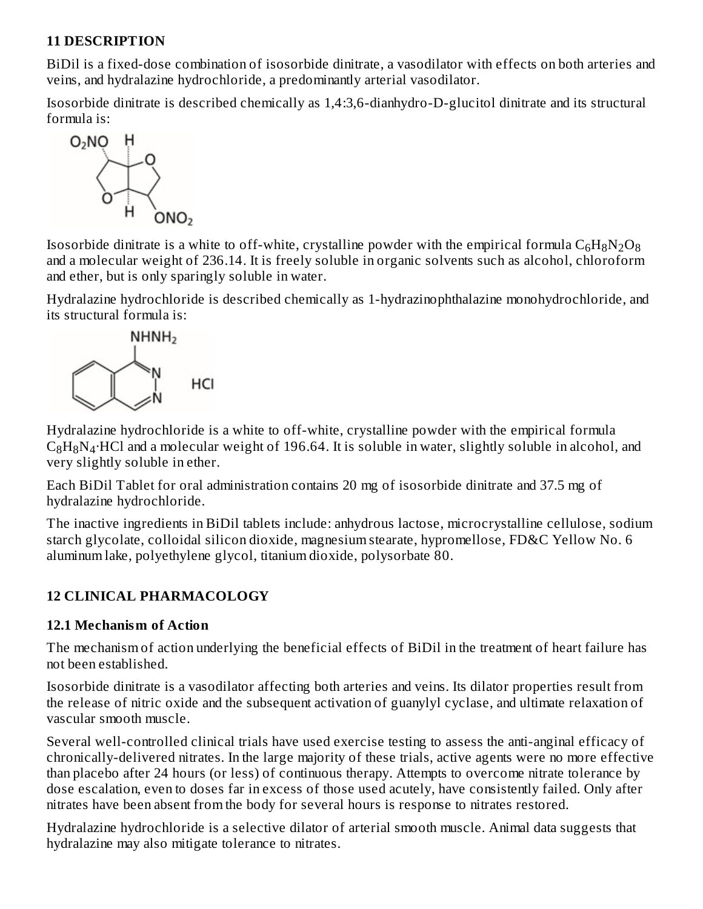## 11 DESCRIPTION

BiDil is a fixed-dose combination of isosorbide dinitrate, a vasodilator with effects on both arteries and veins, and hydralazine hydrochloride, a predominantly arterial vasodilator.

Isosorbide dinitrate is described chemically as 1,4:3,6-dianhydro-D-glucitol dinitrate and its structural formula is:

Isosorbide dinitrate is a white to off-white, crystalline powder with the empirical formula $C_6H_8N_2O_8$ and a molecular weight of 236.14. It is freely soluble in organic solvents such as alcohol, chloroform and ether, but is only sparingly soluble in water.

Hydralazine hydrochloride is described chemically as 1-hydrazinophthalazine monohydrochloride, and its structural formula is:

Hydralazine hydrochloride is a white to off-white, crystalline powder with the empirical formula $C_8H_8N_4{\cdot}HCl$ and a molecular weight of 196.64. It is soluble in water, slightly soluble in alcohol, and very slightly soluble in ether.

Each BiDil Tablet for oral administration contains 20 mg of isosorbide dinitrate and 37.5 mg of hydralazine hydrochloride.

The inactive ingredients in BiDil tablets include: anhydrous lactose, microcrystalline cellulose, sodium starch glycolate, colloidal silicon dioxide, magnesium stearate, hypromellose, FD&C Yellow No. 6 aluminum lake, polyethylene glycol, titanium dioxide, polysorbate 80.

## 12 CLINICAL PHARMACOLOGY

### 12.1 Mechanism of Action

The mechanism of action underlying the beneficial effects of BiDil in the treatment of heart failure has not been established.

Isosorbide dinitrate is a vasodilator affecting both arteries and veins. Its dilator properties result from the release of nitric oxide and the subsequent activation of guanylyl cyclase, and ultimate relaxation of vascular smooth muscle.

Several well-controlled clinical trials have used exercise testing to assess the anti-anginal efficacy of chronically-delivered nitrates. In the large majority of these trials, active agents were no more effective than placebo after 24 hours (or less) of continuous therapy. Attempts to overcome nitrate tolerance by dose escalation, even to doses far in excess of those used acutely, have consistently failed. Only after nitrates have been absent from the body for several hours is response to nitrates restored.

Hydralazine hydrochloride is a selective dilator of arterial smooth muscle. Animal data suggests that hydralazine may also mitigate tolerance to nitrates.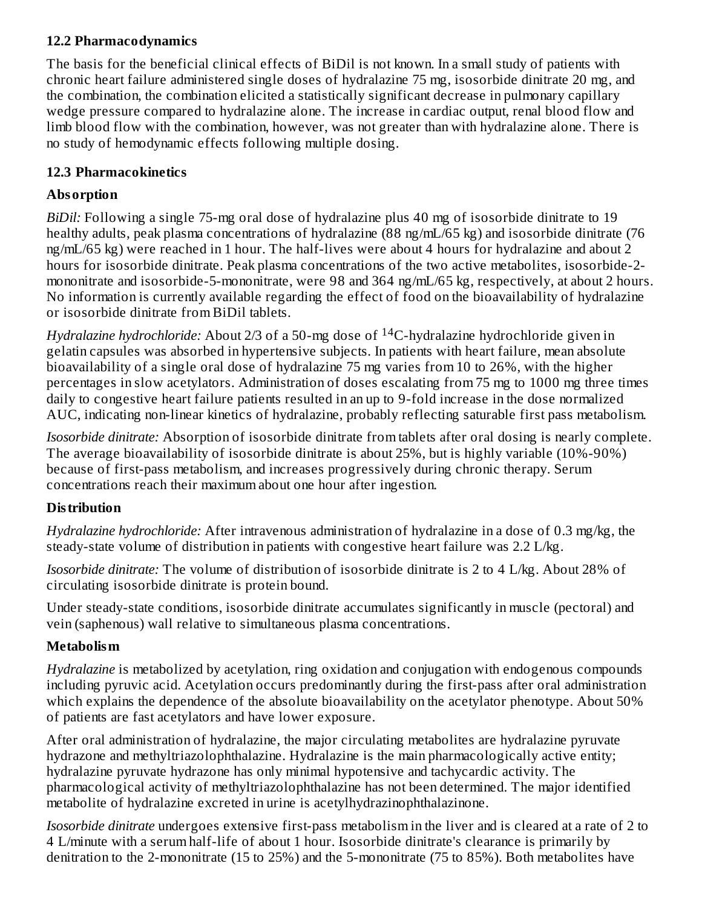### 12.2 Pharmacodynamics

The basis for the beneficial clinical effects of BiDil is not known. In a small study of patients with chronic heart failure administered single doses of hydralazine 75 mg, isosorbide dinitrate 20 mg, and the combination, the combination elicited a statistically significant decrease in pulmonary capillary wedge pressure compared to hydralazine alone. The increase in cardiac output, renal blood flow and limb blood flow with the combination, however, was not greater than with hydralazine alone. There is no study of hemodynamic effects following multiple dosing.

### 12.3 Pharmacokinetics

**Absorption**

*BiDil:* Following a single 75-mg oral dose of hydralazine plus 40 mg of isosorbide dinitrate to 19 healthy adults, peak plasma concentrations of hydralazine (88 ng/mL/65 kg) and isosorbide dinitrate (76 ng/mL/65 kg) were reached in 1 hour. The half-lives were about 4 hours for hydralazine and about 2 hours for isosorbide dinitrate. Peak plasma concentrations of the two active metabolites, isosorbide-2-mononitrate and isosorbide-5-mononitrate, were 98 and 364 ng/mL/65 kg, respectively, at about 2 hours. No information is currently available regarding the effect of food on the bioavailability of hydralazine or isosorbide dinitrate from BiDil tablets.

*Hydralazine hydrochloride:* About 2/3 of a 50-mg dose of $^{14}$C-hydralazine hydrochloride given in gelatin capsules was absorbed in hypertensive subjects. In patients with heart failure, mean absolute bioavailability of a single oral dose of hydralazine 75 mg varies from 10 to 26%, with the higher percentages in slow acetylators. Administration of doses escalating from 75 mg to 1000 mg three times daily to congestive heart failure patients resulted in an up to 9-fold increase in the dose normalized AUC, indicating non-linear kinetics of hydralazine, probably reflecting saturable first pass metabolism.

*Isosorbide dinitrate:* Absorption of isosorbide dinitrate from tablets after oral dosing is nearly complete. The average bioavailability of isosorbide dinitrate is about 25%, but is highly variable (10%-90%) because of first-pass metabolism, and increases progressively during chronic therapy. Serum concentrations reach their maximum about one hour after ingestion.

**Distribution**

*Hydralazine hydrochloride:* After intravenous administration of hydralazine in a dose of 0.3 mg/kg, the steady-state volume of distribution in patients with congestive heart failure was 2.2 L/kg.

*Isosorbide dinitrate:* The volume of distribution of isosorbide dinitrate is 2 to 4 L/kg. About 28% of circulating isosorbide dinitrate is protein bound.

Under steady-state conditions, isosorbide dinitrate accumulates significantly in muscle (pectoral) and vein (saphenous) wall relative to simultaneous plasma concentrations.

**Metabolism**

*Hydralazine* is metabolized by acetylation, ring oxidation and conjugation with endogenous compounds including pyruvic acid. Acetylation occurs predominantly during the first-pass after oral administration which explains the dependence of the absolute bioavailability on the acetylator phenotype. About 50% of patients are fast acetylators and have lower exposure.

After oral administration of hydralazine, the major circulating metabolites are hydralazine pyruvate hydrazone and methyltriazolophthalazine. Hydralazine is the main pharmacologically active entity; hydralazine pyruvate hydrazone has only minimal hypotensive and tachycardic activity. The pharmacological activity of methyltriazolophthalazine has not been determined. The major identified metabolite of hydralazine excreted in urine is acetylhydrazinophthalazinone.

*Isosorbide dinitrate* undergoes extensive first-pass metabolism in the liver and is cleared at a rate of 2 to 4 L/minute with a serum half-life of about 1 hour. Isosorbide dinitrate's clearance is primarily by denitration to the 2-mononitrate (15 to 25%) and the 5-mononitrate (75 to 85%). Both metabolites have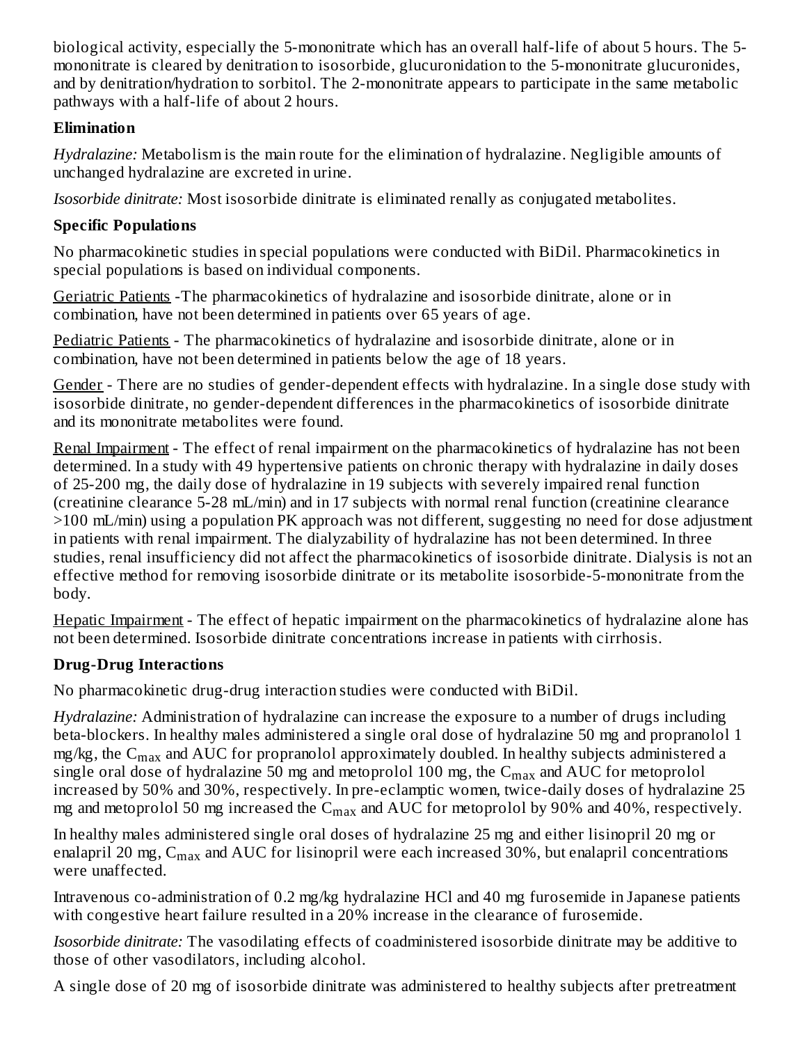biological activity, especially the 5-mononitrate which has an overall half-life of about 5 hours. The 5-mononitrate is cleared by denitration to isosorbide, glucuronidation to the 5-mononitrate glucuronides, and by denitration/hydration to sorbitol. The 2-mononitrate appears to participate in the same metabolic pathways with a half-life of about 2 hours.

**Elimination**

*Hydralazine:* Metabolism is the main route for the elimination of hydralazine. Negligible amounts of unchanged hydralazine are excreted in urine.

*Isosorbide dinitrate:* Most isosorbide dinitrate is eliminated renally as conjugated metabolites.

**Specific Populations**

No pharmacokinetic studies in special populations were conducted with BiDil. Pharmacokinetics in special populations is based on individual components.

Geriatric Patients -The pharmacokinetics of hydralazine and isosorbide dinitrate, alone or in combination, have not been determined in patients over 65 years of age.

Pediatric Patients - The pharmacokinetics of hydralazine and isosorbide dinitrate, alone or in combination, have not been determined in patients below the age of 18 years.

Gender - There are no studies of gender-dependent effects with hydralazine. In a single dose study with isosorbide dinitrate, no gender-dependent differences in the pharmacokinetics of isosorbide dinitrate and its mononitrate metabolites were found.

Renal Impairment - The effect of renal impairment on the pharmacokinetics of hydralazine has not been determined. In a study with 49 hypertensive patients on chronic therapy with hydralazine in daily doses of 25-200 mg, the daily dose of hydralazine in 19 subjects with severely impaired renal function (creatinine clearance 5-28 mL/min) and in 17 subjects with normal renal function (creatinine clearance >100 mL/min) using a population PK approach was not different, suggesting no need for dose adjustment in patients with renal impairment. The dialyzability of hydralazine has not been determined. In three studies, renal insufficiency did not affect the pharmacokinetics of isosorbide dinitrate. Dialysis is not an effective method for removing isosorbide dinitrate or its metabolite isosorbide-5-mononitrate from the body.

Hepatic Impairment - The effect of hepatic impairment on the pharmacokinetics of hydralazine alone has not been determined. Isosorbide dinitrate concentrations increase in patients with cirrhosis.

**Drug-Drug Interactions**

No pharmacokinetic drug-drug interaction studies were conducted with BiDil.

*Hydralazine:* Administration of hydralazine can increase the exposure to a number of drugs including beta-blockers. In healthy males administered a single oral dose of hydralazine 50 mg and propranolol 1 mg/kg, the $C_{max}$ and AUC for propranolol approximately doubled. In healthy subjects administered a single oral dose of hydralazine 50 mg and metoprolol 100 mg, the $C_{max}$ and AUC for metoprolol increased by 50% and 30%, respectively. In pre-eclamptic women, twice-daily doses of hydralazine 25 mg and metoprolol 50 mg increased the $C_{max}$ and AUC for metoprolol by 90% and 40%, respectively.

In healthy males administered single oral doses of hydralazine 25 mg and either lisinopril 20 mg or enalapril 20 mg, $C_{max}$ and AUC for lisinopril were each increased 30%, but enalapril concentrations were unaffected.

Intravenous co-administration of 0.2 mg/kg hydralazine HCl and 40 mg furosemide in Japanese patients with congestive heart failure resulted in a 20% increase in the clearance of furosemide.

*Isosorbide dinitrate:* The vasodilating effects of coadministered isosorbide dinitrate may be additive to those of other vasodilators, including alcohol.

A single dose of 20 mg of isosorbide dinitrate was administered to healthy subjects after pretreatment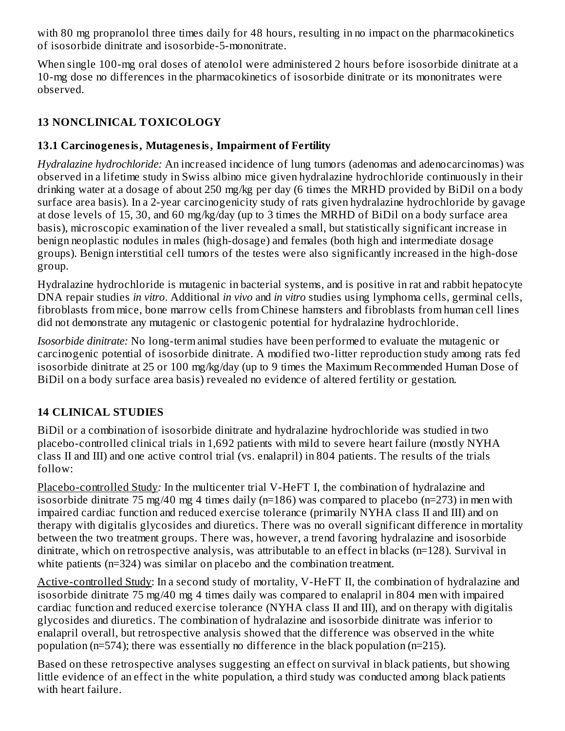with 80 mg propranolol three times daily for 48 hours, resulting in no impact on the pharmacokinetics of isosorbide dinitrate and isosorbide-5-mononitrate.

When single 100-mg oral doses of atenolol were administered 2 hours before isosorbide dinitrate at a 10-mg dose no differences in the pharmacokinetics of isosorbide dinitrate or its mononitrates were observed.

## 13 NONCLINICAL TOXICOLOGY

### 13.1 Carcinogenesis, Mutagenesis, Impairment of Fertility

*Hydralazine hydrochloride:* An increased incidence of lung tumors (adenomas and adenocarcinomas) was observed in a lifetime study in Swiss albino mice given hydralazine hydrochloride continuously in their drinking water at a dosage of about 250 mg/kg per day (6 times the MRHD provided by BiDil on a body surface area basis). In a 2-year carcinogenicity study of rats given hydralazine hydrochloride by gavage at dose levels of 15, 30, and 60 mg/kg/day (up to 3 times the MRHD of BiDil on a body surface area basis), microscopic examination of the liver revealed a small, but statistically significant increase in benign neoplastic nodules in males (high-dosage) and females (both high and intermediate dosage groups). Benign interstitial cell tumors of the testes were also significantly increased in the high-dose group.

Hydralazine hydrochloride is mutagenic in bacterial systems, and is positive in rat and rabbit hepatocyte DNA repair studies *in vitro*. Additional *in vivo* and *in vitro* studies using lymphoma cells, germinal cells, fibroblasts from mice, bone marrow cells from Chinese hamsters and fibroblasts from human cell lines did not demonstrate any mutagenic or clastogenic potential for hydralazine hydrochloride.

*Isosorbide dinitrate:* No long-term animal studies have been performed to evaluate the mutagenic or carcinogenic potential of isosorbide dinitrate. A modified two-litter reproduction study among rats fed isosorbide dinitrate at 25 or 100 mg/kg/day (up to 9 times the Maximum Recommended Human Dose of BiDil on a body surface area basis) revealed no evidence of altered fertility or gestation.

## 14 CLINICAL STUDIES

BiDil or a combination of isosorbide dinitrate and hydralazine hydrochloride was studied in two placebo-controlled clinical trials in 1,692 patients with mild to severe heart failure (mostly NYHA class II and III) and one active control trial (vs. enalapril) in 804 patients. The results of the trials follow:

Placebo-controlled Study*:* In the multicenter trial V-HeFT I, the combination of hydralazine and isosorbide dinitrate 75 mg/40 mg 4 times daily (n=186) was compared to placebo (n=273) in men with impaired cardiac function and reduced exercise tolerance (primarily NYHA class II and III) and on therapy with digitalis glycosides and diuretics. There was no overall significant difference in mortality between the two treatment groups. There was, however, a trend favoring hydralazine and isosorbide dinitrate, which on retrospective analysis, was attributable to an effect in blacks (n=128). Survival in white patients (n=324) was similar on placebo and the combination treatment.

Active-controlled Study: In a second study of mortality, V-HeFT II, the combination of hydralazine and isosorbide dinitrate 75 mg/40 mg 4 times daily was compared to enalapril in 804 men with impaired cardiac function and reduced exercise tolerance (NYHA class II and III), and on therapy with digitalis glycosides and diuretics. The combination of hydralazine and isosorbide dinitrate was inferior to enalapril overall, but retrospective analysis showed that the difference was observed in the white population (n=574); there was essentially no difference in the black population (n=215).

Based on these retrospective analyses suggesting an effect on survival in black patients, but showing little evidence of an effect in the white population, a third study was conducted among black patients with heart failure.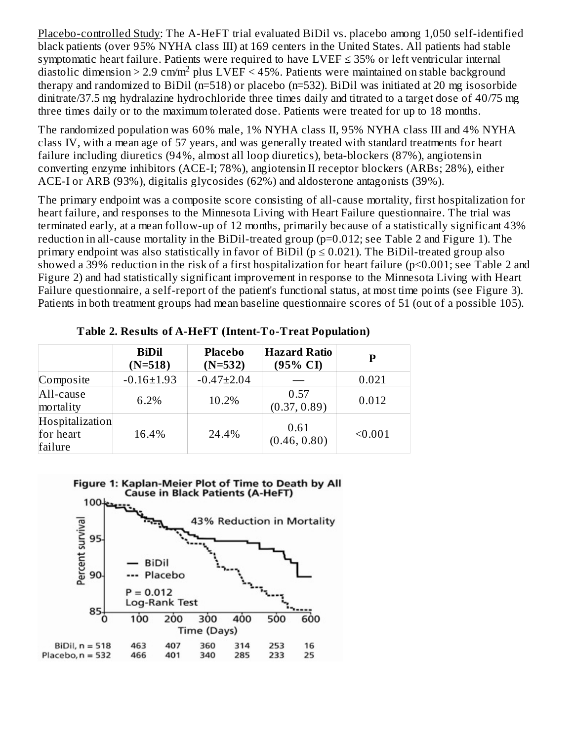Placebo-controlled Study: The A-HeFT trial evaluated BiDil vs. placebo among 1,050 self-identified black patients (over 95% NYHA class III) at 169 centers in the United States. All patients had stable symptomatic heart failure. Patients were required to have LVEF ≤ 35% or left ventricular internal diastolic dimension > 2.9 cm/m$^2$ plus LVEF < 45%. Patients were maintained on stable background therapy and randomized to BiDil (n=518) or placebo (n=532). BiDil was initiated at 20 mg isosorbide dinitrate/37.5 mg hydralazine hydrochloride three times daily and titrated to a target dose of 40/75 mg three times daily or to the maximum tolerated dose. Patients were treated for up to 18 months.

The randomized population was 60% male, 1% NYHA class II, 95% NYHA class III and 4% NYHA class IV, with a mean age of 57 years, and was generally treated with standard treatments for heart failure including diuretics (94%, almost all loop diuretics), beta-blockers (87%), angiotensin converting enzyme inhibitors (ACE-I; 78%), angiotensin II receptor blockers (ARBs; 28%), either ACE-I or ARB (93%), digitalis glycosides (62%) and aldosterone antagonists (39%).

The primary endpoint was a composite score consisting of all-cause mortality, first hospitalization for heart failure, and responses to the Minnesota Living with Heart Failure questionnaire. The trial was terminated early, at a mean follow-up of 12 months, primarily because of a statistically significant 43% reduction in all-cause mortality in the BiDil-treated group (p=0.012; see Table 2 and Figure 1). The primary endpoint was also statistically in favor of BiDil (p ≤ 0.021). The BiDil-treated group also showed a 39% reduction in the risk of a first hospitalization for heart failure (p<0.001; see Table 2 and Figure 2) and had statistically significant improvement in response to the Minnesota Living with Heart Failure questionnaire, a self-report of the patient's functional status, at most time points (see Figure 3). Patients in both treatment groups had mean baseline questionnaire scores of 51 (out of a possible 105).

**Table 2. Results of A-HeFT (Intent-To-Treat Population)**

| | BiDil (N=518) | Placebo (N=532) | Hazard Ratio (95% CI) | P |
|---|---|---|---|---|
| Composite | -0.16±1.93 | -0.47±2.04 | — | 0.021 |
| All-cause mortality | 6.2% | 10.2% | 0.57 (0.37, 0.89) | 0.012 |
| Hospitalization for heart failure | 16.4% | 24.4% | 0.61 (0.46, 0.80) | <0.001 |

**Figure 1: Kaplan-Meier Plot of Time to Death by All Cause in Black Patients (A-HeFT)**

| Time (Days) | 0 | 100 | 200 | 300 | 400 | 500 | 600 |
|---|---|---|---|---|---|---|---|
| BiDil, n = 518 | | 463 | 407 | 360 | 314 | 253 | 16 |
| Placebo, n = 532 | | 466 | 401 | 340 | 285 | 233 | 25 |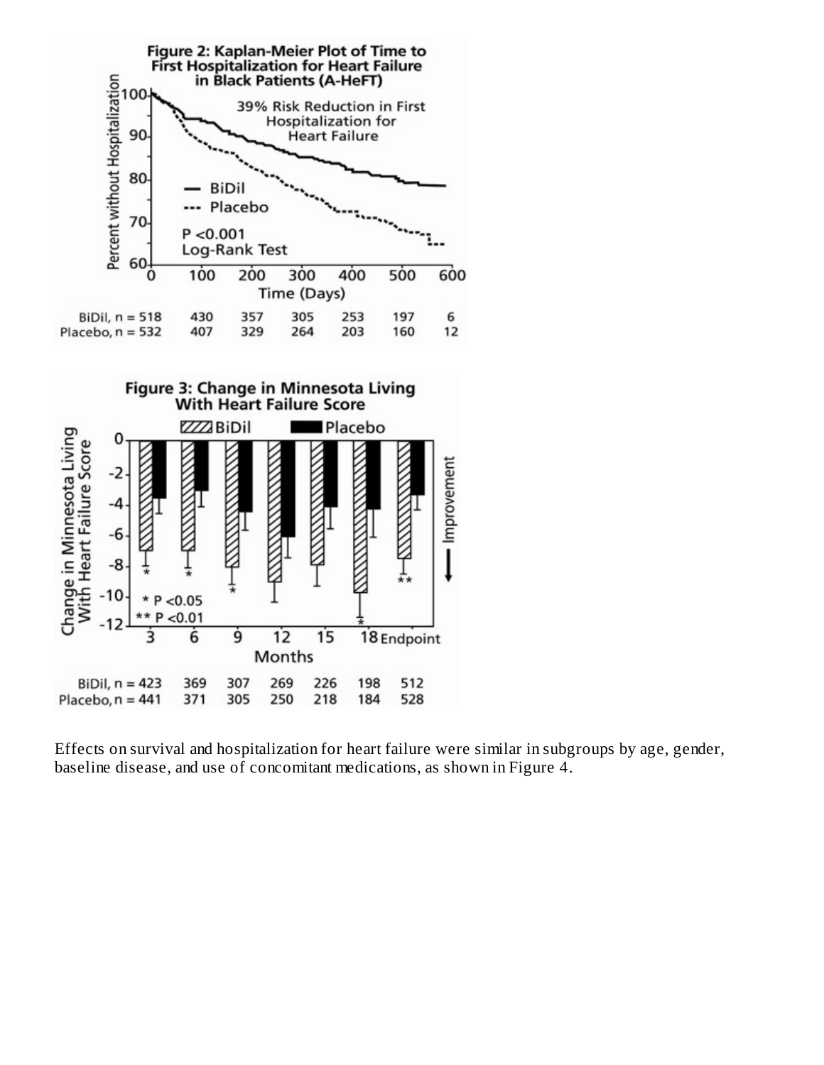**Figure 2: Kaplan-Meier Plot of Time to First Hospitalization for Heart Failure in Black Patients (A-HeFT)**

| | 0 | 100 | 200 | 300 | 400 | 500 | 600 |
|---|---|---|---|---|---|---|---|
| BiDil, n = | 518 | 430 | 357 | 305 | 253 | 197 | 6 |
| Placebo, n = | 532 | 407 | 329 | 264 | 203 | 160 | 12 |

**Figure 3: Change in Minnesota Living With Heart Failure Score**

| | 3 | 6 | 9 | 12 | 15 | 18 | Endpoint |
|---|---|---|---|---|---|---|---|
| BiDil, n = | 423 | 369 | 307 | 269 | 226 | 198 | 512 |
| Placebo, n = | 441 | 371 | 305 | 250 | 218 | 184 | 528 |

Effects on survival and hospitalization for heart failure were similar in subgroups by age, gender, baseline disease, and use of concomitant medications, as shown in Figure 4.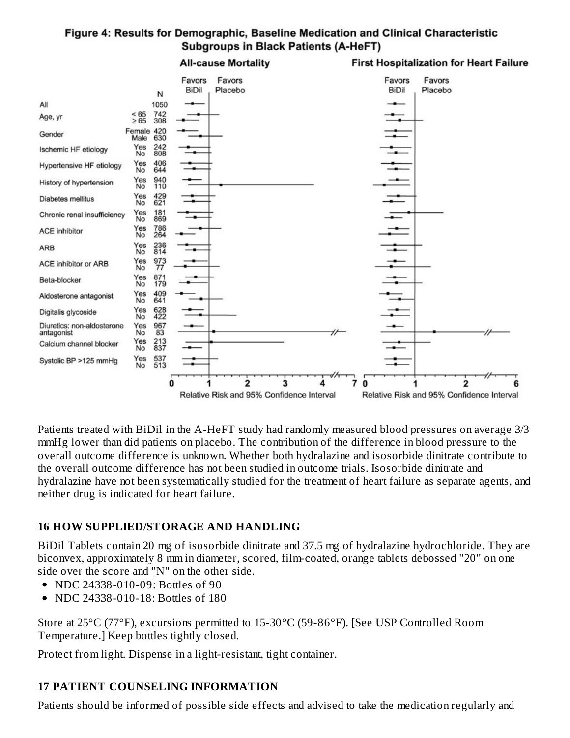**Figure 4: Results for Demographic, Baseline Medication and Clinical Characteristic Subgroups in Black Patients (A-HeFT)**

| Subgroup | | N |
|---|---|---|
| All | | 1050 |
| Age, yr | < 65 | 742 |
| | ≥ 65 | 308 |
| Gender | Female | 420 |
| | Male | 630 |
| Ischemic HF etiology | Yes | 242 |
| | No | 808 |
| Hypertensive HF etiology | Yes | 406 |
| | No | 644 |
| History of hypertension | Yes | 940 |
| | No | 110 |
| Diabetes mellitus | Yes | 429 |
| | No | 621 |
| Chronic renal insufficiency | Yes | 181 |
| | No | 869 |
| ACE inhibitor | Yes | 786 |
| | No | 264 |
| ARB | Yes | 236 |
| | No | 814 |
| ACE inhibitor or ARB | Yes | 973 |
| | No | 77 |
| Beta-blocker | Yes | 871 |
| | No | 179 |
| Aldosterone antagonist | Yes | 409 |
| | No | 641 |
| Digitalis glycoside | Yes | 628 |
| | No | 422 |
| Diuretics: non-aldosterone antagonist | Yes | 967 |
| | No | 83 |
| Calcium channel blocker | Yes | 213 |
| | No | 837 |
| Systolic BP >125 mmHg | Yes | 537 |
| | No | 513 |

All-cause Mortality: Favors BiDil / Favors Placebo — Relative Risk and 95% Confidence Interval

First Hospitalization for Heart Failure: Favors BiDil / Favors Placebo — Relative Risk and 95% Confidence Interval

Patients treated with BiDil in the A-HeFT study had randomly measured blood pressures on average 3/3 mmHg lower than did patients on placebo. The contribution of the difference in blood pressure to the overall outcome difference is unknown. Whether both hydralazine and isosorbide dinitrate contribute to the overall outcome difference has not been studied in outcome trials. Isosorbide dinitrate and hydralazine have not been systematically studied for the treatment of heart failure as separate agents, and neither drug is indicated for heart failure.

## 16 HOW SUPPLIED/STORAGE AND HANDLING

BiDil Tablets contain 20 mg of isosorbide dinitrate and 37.5 mg of hydralazine hydrochloride. They are biconvex, approximately 8 mm in diameter, scored, film-coated, orange tablets debossed "20" on one side over the score and "N" on the other side.

- NDC 24338-010-09: Bottles of 90
- NDC 24338-010-18: Bottles of 180

Store at 25°C (77°F), excursions permitted to 15-30°C (59-86°F). [See USP Controlled Room Temperature.] Keep bottles tightly closed.

Protect from light. Dispense in a light-resistant, tight container.

## 17 PATIENT COUNSELING INFORMATION

Patients should be informed of possible side effects and advised to take the medication regularly and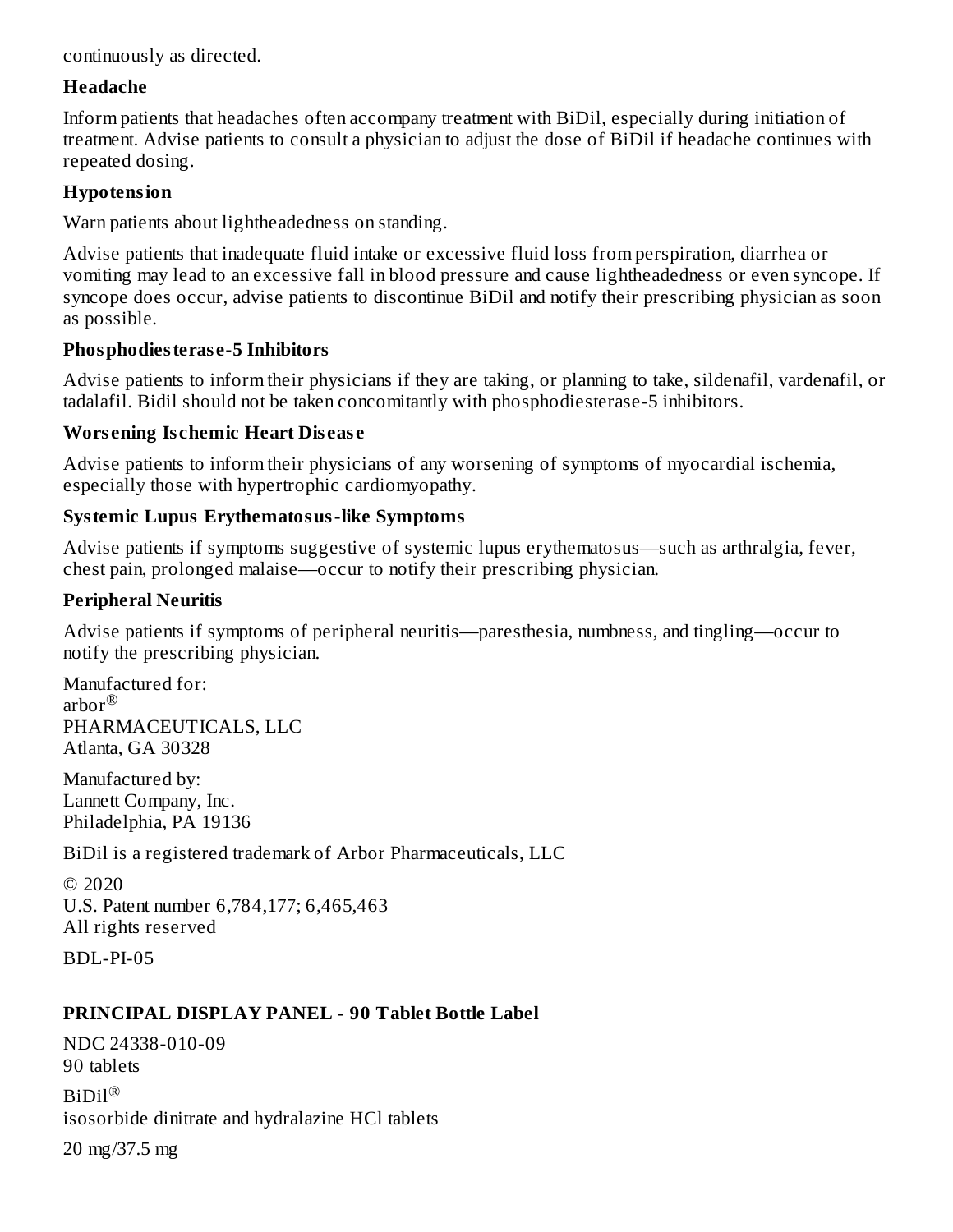continuously as directed.

**Headache**

Inform patients that headaches often accompany treatment with BiDil, especially during initiation of treatment. Advise patients to consult a physician to adjust the dose of BiDil if headache continues with repeated dosing.

**Hypotension**

Warn patients about lightheadedness on standing.

Advise patients that inadequate fluid intake or excessive fluid loss from perspiration, diarrhea or vomiting may lead to an excessive fall in blood pressure and cause lightheadedness or even syncope. If syncope does occur, advise patients to discontinue BiDil and notify their prescribing physician as soon as possible.

**Phosphodiesterase-5 Inhibitors**

Advise patients to inform their physicians if they are taking, or planning to take, sildenafil, vardenafil, or tadalafil. Bidil should not be taken concomitantly with phosphodiesterase-5 inhibitors.

**Worsening Ischemic Heart Disease**

Advise patients to inform their physicians of any worsening of symptoms of myocardial ischemia, especially those with hypertrophic cardiomyopathy.

**Systemic Lupus Erythematosus-like Symptoms**

Advise patients if symptoms suggestive of systemic lupus erythematosus—such as arthralgia, fever, chest pain, prolonged malaise—occur to notify their prescribing physician.

**Peripheral Neuritis**

Advise patients if symptoms of peripheral neuritis—paresthesia, numbness, and tingling—occur to notify the prescribing physician.

Manufactured for:
arbor®
PHARMACEUTICALS, LLC
Atlanta, GA 30328

Manufactured by:
Lannett Company, Inc.
Philadelphia, PA 19136

BiDil is a registered trademark of Arbor Pharmaceuticals, LLC

© 2020
U.S. Patent number 6,784,177; 6,465,463
All rights reserved

BDL-PI-05

## PRINCIPAL DISPLAY PANEL - 90 Tablet Bottle Label

NDC 24338-010-09
90 tablets

BiDil®
isosorbide dinitrate and hydralazine HCl tablets

20 mg/37.5 mg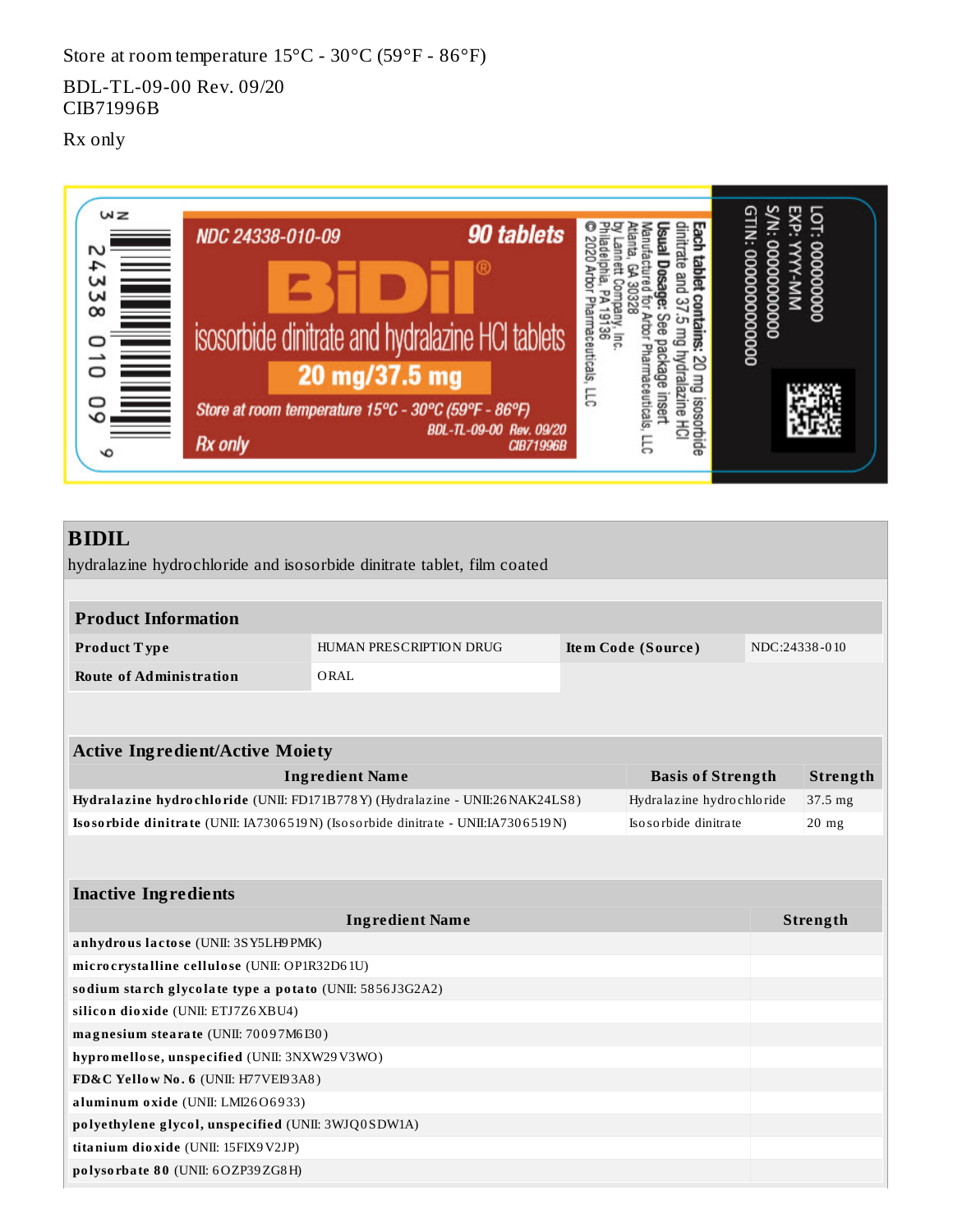Store at room temperature 15°C - 30°C (59°F - 86°F)

BDL-TL-09-00 Rev. 09/20
CIB71996B

Rx only

NDC 24338-010-09 90 tablets

BiDil®

isosorbide dinitrate and hydralazine HCl tablets

20 mg/37.5 mg

Store at room temperature 15°C - 30°C (59°F - 86°F)

BDL-TL-09-00 Rev. 09/20
CIB71996B

Rx only

**Each tablet contains:** 20 mg isosorbide dinitrate and 37.5 mg hydralazine HCl

**Usual Dosage:** See package insert

Manufactured for Arbor Pharmaceuticals, LLC
Atlanta, GA 30328
by Lannett Company, Inc.
Philadelphia, PA 19136
© 2020 Arbor Pharmaceuticals, LLC

LOT: 00000000
EXP: YYYY-MM
S/N: 0000000000
GTIN: 00000000000000

N 3 24338 010 09 6

## BIDIL

hydralazine hydrochloride and isosorbide dinitrate tablet, film coated

| Product Information | | | |
|---|---|---|---|
| **Product Type** | HUMAN PRESCRIPTION DRUG | **Item Code (Source)** | NDC:24338-010 |
| **Route of Administration** | ORAL | | |

| Active Ingredient/Active Moiety | | |
|---|---|---|
| **Ingredient Name** | **Basis of Strength** | **Strength** |
| **Hydralazine hydrochloride** (UNII: FD171B778Y) (Hydralazine - UNII:26NAK24LS8) | Hydralazine hydrochloride | 37.5 mg |
| **Isosorbide dinitrate** (UNII: IA7306519N) (Isosorbide dinitrate - UNII:IA7306519N) | Isosorbide dinitrate | 20 mg |

| Inactive Ingredients | |
|---|---|
| **Ingredient Name** | **Strength** |
| **anhydrous lactose** (UNII: 3SY5LH9PMK) | |
| **microcrystalline cellulose** (UNII: OP1R32D61U) | |
| **sodium starch glycolate type a potato** (UNII: 5856J3G2A2) | |
| **silicon dioxide** (UNII: ETJ7Z6XBU4) | |
| **magnesium stearate** (UNII: 70097M6I30) | |
| **hypromellose, unspecified** (UNII: 3NXW29V3WO) | |
| **FD&C Yellow No. 6** (UNII: H77VEI93A8) | |
| **aluminum oxide** (UNII: LMI26O6933) | |
| **polyethylene glycol, unspecified** (UNII: 3WJQ0SDW1A) | |
| **titanium dioxide** (UNII: 15FIX9V2JP) | |
| **polysorbate 80** (UNII: 6OZP39ZG8H) | |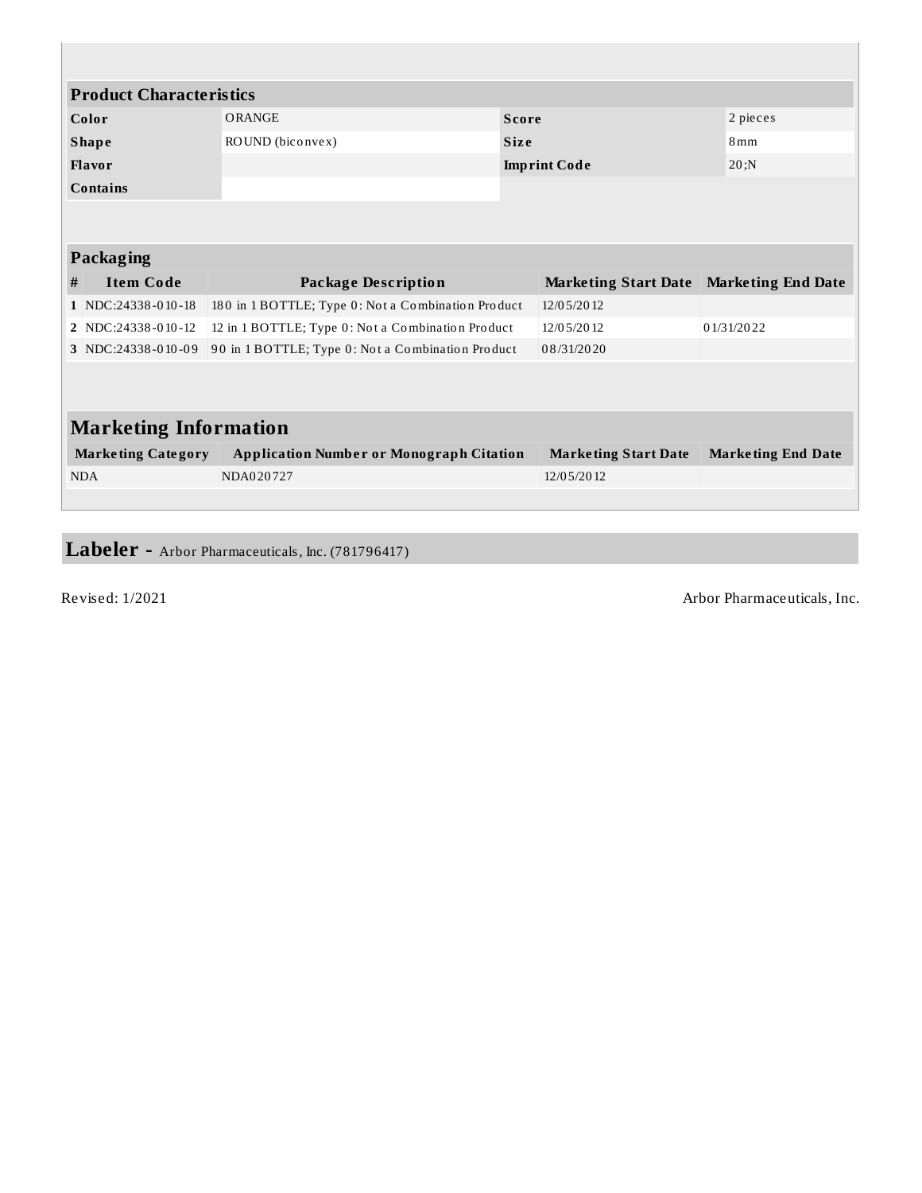## Product Characteristics

| | | | |
|---|---|---|---|
| **Color** | ORANGE | **Score** | 2 pieces |
| **Shape** | ROUND (biconvex) | **Size** | 8mm |
| **Flavor** | | **Imprint Code** | 20;N |
| **Contains** | | | |

## Packaging

| # | Item Code | Package Description | Marketing Start Date | Marketing End Date |
|---|---|---|---|---|
| 1 | NDC:24338-010-18 | 180 in 1 BOTTLE; Type 0: Not a Combination Product | 12/05/2012 | |
| 2 | NDC:24338-010-12 | 12 in 1 BOTTLE; Type 0: Not a Combination Product | 12/05/2012 | 01/31/2022 |
| 3 | NDC:24338-010-09 | 90 in 1 BOTTLE; Type 0: Not a Combination Product | 08/31/2020 | |

## Marketing Information

| Marketing Category | Application Number or Monograph Citation | Marketing Start Date | Marketing End Date |
|---|---|---|---|
| NDA | NDA020727 | 12/05/2012 | |

## Labeler - Arbor Pharmaceuticals, Inc. (781796417)

Revised: 1/2021

Arbor Pharmaceuticals, Inc.